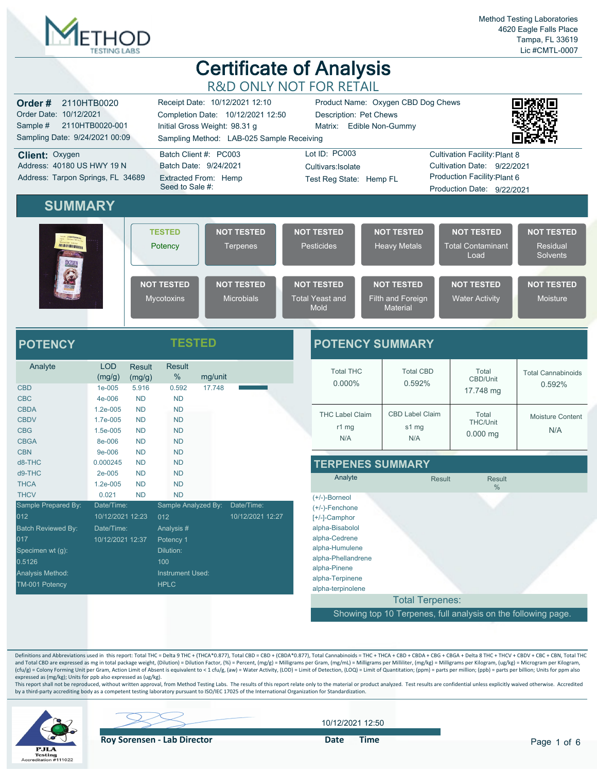Method Testing Laboratories
4620 Eagle Falls Place
Tampa, FL 33619
Lic #CMTL-0007

# Certificate of Analysis

## R&D ONLY NOT FOR RETAIL

**Order #** 2110HTB0020
Order Date: 10/12/2021
Sample # 2110HTB0020-001
Sampling Date: 9/24/2021 00:09

Receipt Date: 10/12/2021 12:10
Completion Date: 10/12/2021 12:50
Initial Gross Weight: 98.31 g
Sampling Method: LAB-025 Sample Receiving

Product Name: Oxygen CBD Dog Chews
Description: Pet Chews
Matrix: Edible Non-Gummy

**Client:** Oxygen
Address: 40180 US HWY 19 N
Address: Tarpon Springs, FL 34689

Batch Client #: PC003
Batch Date: 9/24/2021
Extracted From: Hemp
Seed to Sale #:

Lot ID: PC003
Cultivars: Isolate
Test Reg State: Hemp FL

Cultivation Facility: Plant 8
Cultivation Date: 9/22/2021
Production Facility: Plant 6
Production Date: 9/22/2021

## SUMMARY

| Status | Test |
|---|---|
| TESTED | Potency |
| NOT TESTED | Terpenes |
| NOT TESTED | Pesticides |
| NOT TESTED | Heavy Metals |
| NOT TESTED | Total Contaminant Load |
| NOT TESTED | Residual Solvents |
| NOT TESTED | Mycotoxins |
| NOT TESTED | Microbials |
| NOT TESTED | Total Yeast and Mold |
| NOT TESTED | Filth and Foreign Material |
| NOT TESTED | Water Activity |
| NOT TESTED | Moisture |

## POTENCY — TESTED

| Analyte | LOD (mg/g) | Result (mg/g) | Result % | mg/unit |
|---|---|---|---|---|
| CBD | 1e-005 | 5.916 | 0.592 | 17.748 |
| CBC | 4e-006 | ND | ND | |
| CBDA | 1.2e-005 | ND | ND | |
| CBDV | 1.7e-005 | ND | ND | |
| CBG | 1.5e-005 | ND | ND | |
| CBGA | 8e-006 | ND | ND | |
| CBN | 9e-006 | ND | ND | |
| d8-THC | 0.000245 | ND | ND | |
| d9-THC | 2e-005 | ND | ND | |
| THCA | 1.2e-005 | ND | ND | |
| THCV | 0.021 | ND | ND | |

| | | | |
|---|---|---|---|
| Sample Prepared By: | Date/Time: | Sample Analyzed By: | Date/Time: |
| 012 | 10/12/2021 12:23 | 012 | 10/12/2021 12:27 |
| Batch Reviewed By: | Date/Time: | Analysis # | |
| 017 | 10/12/2021 12:37 | Potency 1 | |
| Specimen wt (g): | | Dilution: | |
| 0.5126 | | 100 | |
| Analysis Method: | | Instrument Used: | |
| TM-001 Potency | | HPLC | |

## POTENCY SUMMARY

| Total THC | Total CBD | Total CBD/Unit | Total Cannabinoids |
|---|---|---|---|
| 0.000% | 0.592% | 17.748 mg | 0.592% |

| THC Label Claim | CBD Label Claim | Total THC/Unit | Moisture Content |
|---|---|---|---|
| r1 mg N/A | s1 mg N/A | 0.000 mg | N/A |

## TERPENES SUMMARY

| Analyte | Result | Result % |
|---|---|---|
| (+/-)-Borneol | | |
| (+/-)-Fenchone | | |
| [+/-]-Camphor | | |
| alpha-Bisabolol | | |
| alpha-Cedrene | | |
| alpha-Humulene | | |
| alpha-Phellandrene | | |
| alpha-Pinene | | |
| alpha-Terpinene | | |
| alpha-terpinolene | | |
| Total Terpenes: | | |

Showing top 10 Terpenes, full analysis on the following page.

Definitions and Abbreviations used in this report: Total THC = Delta 9 THC + (THCA*0.877), Total CBD = CBD + (CBDA*0.877), Total Cannabinoids = THC + THCA + CBD + CBDA + CBG + CBGA + Delta 8 THC + THCV + CBDV + CBC + CBN, Total THC and Total CBD are expressed as mg in total package weight, (Dilution) = Dilution Factor, (%) = Percent, (mg/g) = Milligrams per Gram, (mg/mL) = Milligrams per Milliliter, (mg/kg) = Milligrams per Kilogram, (ug/kg) = Microgram per Kilogram, (cfu/g) = Colony Forming Unit per Gram, Action Limit of Absent is equivalent to < 1 cfu/g, (aw) = Water Activity, (LOD) = Limit of Detection, (LOQ) = Limit of Quantitation; (ppm) = parts per million; (ppb) = parts per billion; Units for ppm also expressed as (mg/kg); Units for ppb also expressed as (ug/kg).

This report shall not be reproduced, without written approval, from Method Testing Labs. The results of this report relate only to the material or product analyzed. Test results are confidential unless explicitly waived otherwise. Accredited by a third-party accrediting body as a competent testing laboratory pursuant to ISO/IEC 17025 of the International Organization for Standardization.

PJLA Testing Accreditation #111022

**Roy Sorensen - Lab Director**

10/12/2021 12:50
**Date Time**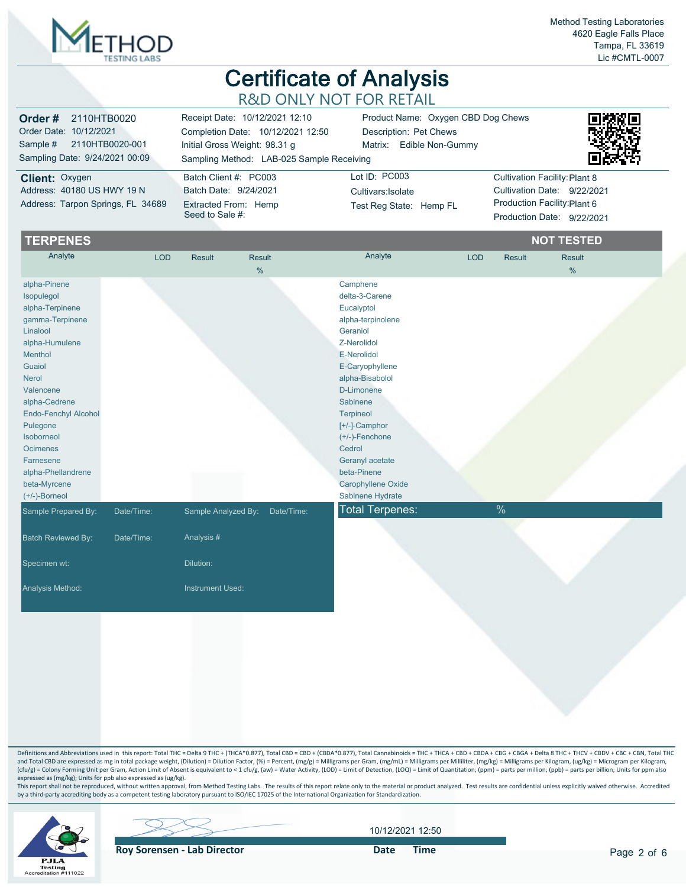Method Testing Laboratories
4620 Eagle Falls Place
Tampa, FL 33619
Lic #CMTL-0007

# Certificate of Analysis

## R&D ONLY NOT FOR RETAIL

| | | | |
|---|---|---|---|
| **Order #** 2110HTB0020 | Receipt Date: 10/12/2021 12:10 | Product Name: Oxygen CBD Dog Chews | |
| Order Date: 10/12/2021 | Completion Date: 10/12/2021 12:50 | Description: Pet Chews | |
| Sample # 2110HTB0020-001 | Initial Gross Weight: 98.31 g | Matrix: Edible Non-Gummy | |
| Sampling Date: 9/24/2021 00:09 | Sampling Method: LAB-025 Sample Receiving | | |
| **Client:** Oxygen | Batch Client #: PC003 | Lot ID: PC003 | Cultivation Facility: Plant 8 |
| Address: 40180 US HWY 19 N | Batch Date: 9/24/2021 | Cultivars: Isolate | Cultivation Date: 9/22/2021 |
| Address: Tarpon Springs, FL 34689 | Extracted From: Hemp | Test Reg State: Hemp FL | Production Facility: Plant 6 |
| | Seed to Sale #: | | Production Date: 9/22/2021 |

## TERPENES — NOT TESTED

| Analyte | LOD | Result | Result % | Analyte | LOD | Result | Result % |
|---|---|---|---|---|---|---|---|
| alpha-Pinene | | | | Camphene | | | |
| Isopulegol | | | | delta-3-Carene | | | |
| alpha-Terpinene | | | | Eucalyptol | | | |
| gamma-Terpinene | | | | alpha-terpinolene | | | |
| Linalool | | | | Geraniol | | | |
| alpha-Humulene | | | | Z-Nerolidol | | | |
| Menthol | | | | E-Nerolidol | | | |
| Guaiol | | | | E-Caryophyllene | | | |
| Nerol | | | | alpha-Bisabolol | | | |
| Valencene | | | | D-Limonene | | | |
| alpha-Cedrene | | | | Sabinene | | | |
| Endo-Fenchyl Alcohol | | | | Terpineol | | | |
| Pulegone | | | | [+/-]-Camphor | | | |
| Isoborneol | | | | (+/-)-Fenchone | | | |
| Ocimenes | | | | Cedrol | | | |
| Farnesene | | | | Geranyl acetate | | | |
| alpha-Phellandrene | | | | beta-Pinene | | | |
| beta-Myrcene | | | | Carophyllene Oxide | | | |
| (+/-)-Borneol | | | | Sabinene Hydrate | | | |

**Total Terpenes:** %

| | |
|---|---|
| Sample Prepared By: Date/Time: | Sample Analyzed By: Date/Time: |
| Batch Reviewed By: Date/Time: | Analysis #: |
| Specimen wt: | Dilution: |
| Analysis Method: | Instrument Used: |

Definitions and Abbreviations used in this report: Total THC = Delta 9 THC + (THCA*0.877), Total CBD = CBD + (CBDA*0.877), Total Cannabinoids = THC + THCA + CBD + CBDA + CBG + CBGA + Delta 8 THC + THCV + CBDV + CBC + CBN, Total THC and Total CBD are expressed as mg in total package weight, (Dilution) = Dilution Factor, (%) = Percent, (mg/g) = Milligrams per Gram, (mg/mL) = Milligrams per Milliliter, (mg/kg) = Milligrams per Kilogram, (ug/kg) = Microgram per Kilogram, (cfu/g) = Colony Forming Unit per Gram, Action Limit of Absent is equivalent to < 1 cfu/g, (aw) = Water Activity, (LOD) = Limit of Detection, (LOQ) = Limit of Quantitation; (ppm) = parts per million; (ppb) = parts per billion; Units for ppm also expressed as (mg/kg); Units for ppb also expressed as (ug/kg).

This report shall not be reproduced, without written approval, from Method Testing Labs. The results of this report relate only to the material or product analyzed. Test results are confidential unless explicitly waived otherwise. Accredited by a third-party accrediting body as a competent testing laboratory pursuant to ISO/IEC 17025 of the International Organization for Standardization.

PJLA Testing Accreditation #111022

**Roy Sorensen - Lab Director** — **Date / Time:** 10/12/2021 12:50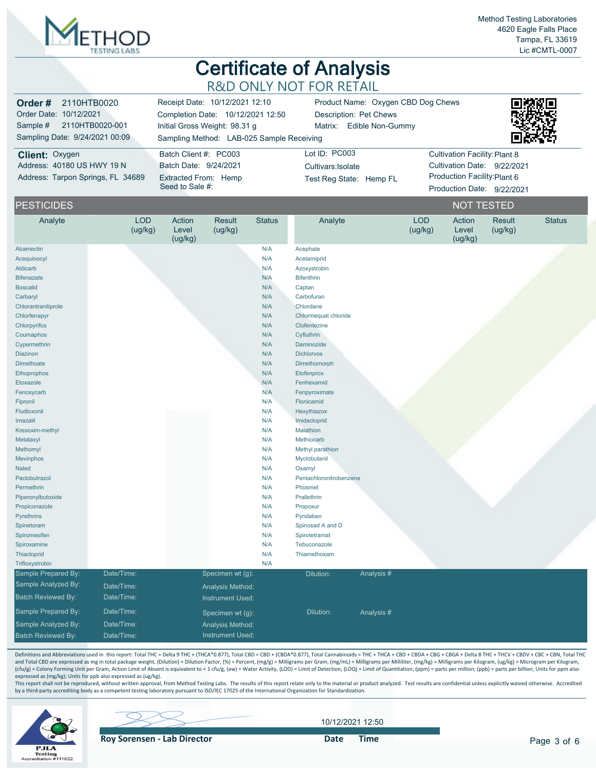Method Testing Laboratories
4620 Eagle Falls Place
Tampa, FL 33619
Lic #CMTL-0007

# Certificate of Analysis

## R&D ONLY NOT FOR RETAIL

**Order #** 2110HTB0020
Order Date: 10/12/2021
Sample # 2110HTB0020-001
Sampling Date: 9/24/2021 00:09

Receipt Date: 10/12/2021 12:10
Completion Date: 10/12/2021 12:50
Initial Gross Weight: 98.31 g
Sampling Method: LAB-025 Sample Receiving

Product Name: Oxygen CBD Dog Chews
Description: Pet Chews
Matrix: Edible Non-Gummy

**Client:** Oxygen
Address: 40180 US HWY 19 N
Address: Tarpon Springs, FL 34689

Batch Client #: PC003
Batch Date: 9/24/2021
Extracted From: Hemp
Seed to Sale #:

Lot ID: PC003
Cultivars:Isolate
Test Reg State: Hemp FL

Cultivation Facility: Plant 8
Cultivation Date: 9/22/2021
Production Facility: Plant 6
Production Date: 9/22/2021

## PESTICIDES — NOT TESTED

| Analyte | LOD (ug/kg) | Action Level (ug/kg) | Result (ug/kg) | Status | Analyte | LOD (ug/kg) | Action Level (ug/kg) | Result (ug/kg) | Status |
|---|---|---|---|---|---|---|---|---|---|
| Abamectin | | | | N/A | Acephate | | | | |
| Acequinocyl | | | | N/A | Acetamiprid | | | | |
| Aldicarb | | | | N/A | Azoxystrobin | | | | |
| Bifenazate | | | | N/A | Bifenthrin | | | | |
| Boscalid | | | | N/A | Captan | | | | |
| Carbaryl | | | | N/A | Carbofuran | | | | |
| Chlorantraniliprole | | | | N/A | Chlordane | | | | |
| Chlorfenapyr | | | | N/A | Chlormequat chloride | | | | |
| Chlorpyrifos | | | | N/A | Clofentezine | | | | |
| Coumaphos | | | | N/A | Cyfluthrin | | | | |
| Cypermethrin | | | | N/A | Daminozide | | | | |
| Diazinon | | | | N/A | Dichlorvos | | | | |
| Dimethoate | | | | N/A | Dimethomorph | | | | |
| Ethoprophos | | | | N/A | Etofenprox | | | | |
| Etoxazole | | | | N/A | Fenhexamid | | | | |
| Fenoxycarb | | | | N/A | Fenpyroximate | | | | |
| Fipronil | | | | N/A | Flonicamid | | | | |
| Fludioxonil | | | | N/A | Hexythiazox | | | | |
| Imazalil | | | | N/A | Imidacloprid | | | | |
| Kresoxim-methyl | | | | N/A | Malathion | | | | |
| Metalaxyl | | | | N/A | Methiocarb | | | | |
| Methomyl | | | | N/A | Methyl parathion | | | | |
| Mevinphos | | | | N/A | Myclobutanil | | | | |
| Naled | | | | N/A | Oxamyl | | | | |
| Paclobutrazol | | | | N/A | Pentachloronitrobenzene | | | | |
| Permethrin | | | | N/A | Phosmet | | | | |
| Piperonylbutoxide | | | | N/A | Prallethrin | | | | |
| Propiconazole | | | | N/A | Propoxur | | | | |
| Pyrethrins | | | | N/A | Pyridaben | | | | |
| Spinetoram | | | | N/A | Spinosad A and D | | | | |
| Spiromesifen | | | | N/A | Spirotetramat | | | | |
| Spiroxamine | | | | N/A | Tebuconazole | | | | |
| Thiacloprid | | | | N/A | Thiamethoxam | | | | |
| Trifloxystrobin | | | | N/A | | | | | |

| | | | | |
|---|---|---|---|---|
| Sample Prepared By: | Date/Time: | Specimen wt (g): | Dilution: | Analysis # |
| Sample Analyzed By: | Date/Time: | Analysis Method: | | |
| Batch Reviewed By: | Date/Time: | Instrument Used: | | |
| Sample Prepared By: | Date/Time: | Specimen wt (g): | Dilution: | Analysis # |
| Sample Analyzed By: | Date/Time: | Analysis Method: | | |
| Batch Reviewed By: | Date/Time: | Instrument Used: | | |

Definitions and Abbreviations used in this report: Total THC = Delta 9 THC + (THCA*0.877), Total CBD = CBD + (CBDA*0.877), Total Cannabinoids = THC + THCA + CBD + CBDA + CBG + CBGA + Delta 8 THC + THCV + CBDV + CBC + CBN, Total THC and Total CBD are expressed as mg in total package weight, (Dilution) = Dilution Factor, (%) = Percent, (mg/g) = Milligrams per Gram, (mg/mL) = Milligrams per Milliliter, (mg/kg) = Milligrams per Kilogram, (ug/kg) = Microgram per Kilogram, (cfu/g) = Colony Forming Unit per Gram, Action Limit of Absent is equivalent to < 1 cfu/g, (aw) = Water Activity, (LOD) = Limit of Detection, (LOQ) = Limit of Quantitation; (ppm) = parts per million; (ppb) = parts per billion; Units for ppm also expressed as (mg/kg); Units for ppb also expressed as (ug/kg).

This report shall not be reproduced, without written approval, from Method Testing Labs. The results of this report relate only to the material or product analyzed. Test results are confidential unless explicitly waived otherwise. Accredited by a third-party accrediting body as a competent testing laboratory pursuant to ISO/IEC 17025 of the International Organization for Standardization.

PJLA Testing Accreditation #111022

**Roy Sorensen - Lab Director** — Date / Time: 10/12/2021 12:50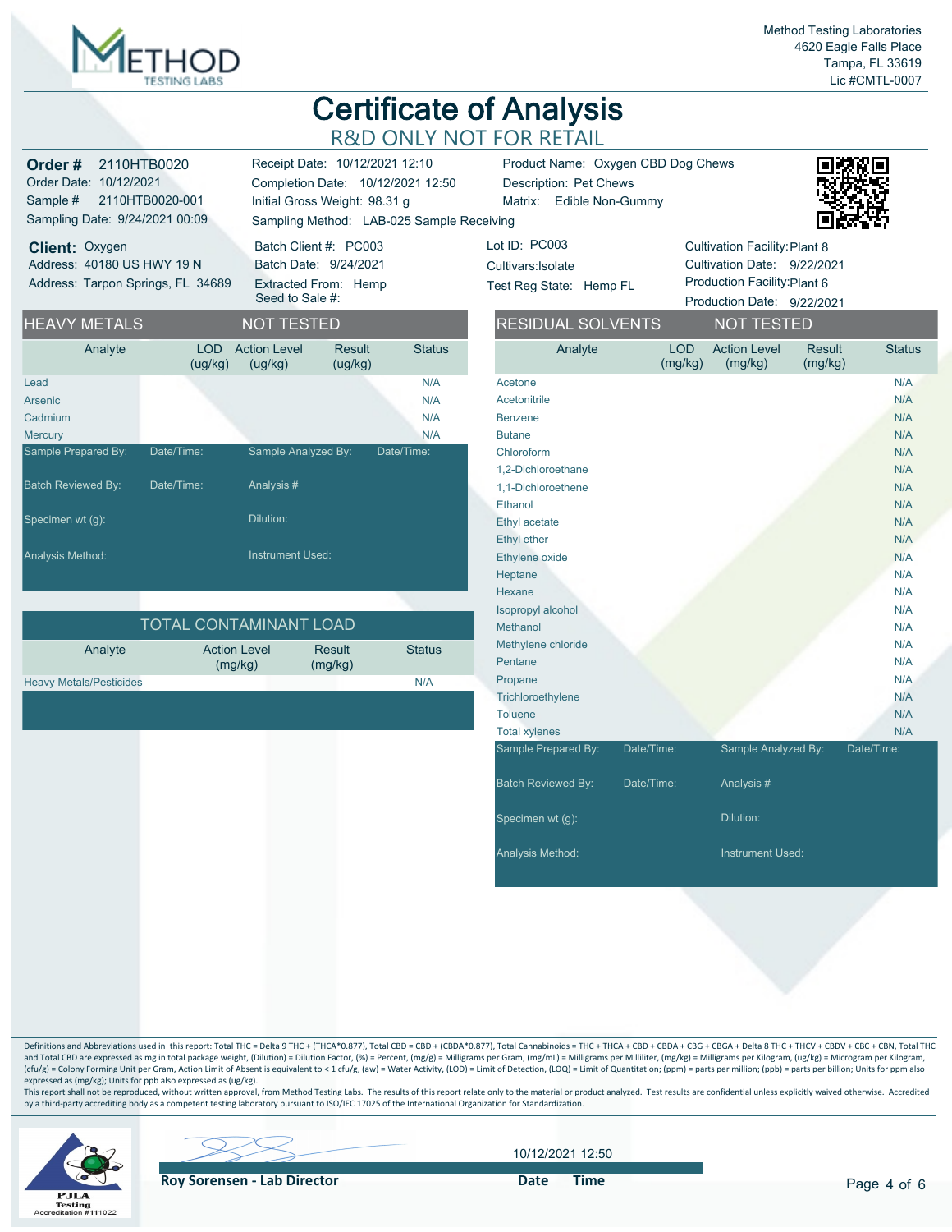Method Testing Laboratories
4620 Eagle Falls Place
Tampa, FL 33619
Lic #CMTL-0007

# Certificate of Analysis

## R&D ONLY NOT FOR RETAIL

**Order #** 2110HTB0020
Order Date: 10/12/2021
Sample # 2110HTB0020-001
Sampling Date: 9/24/2021 00:09

Receipt Date: 10/12/2021 12:10
Completion Date: 10/12/2021 12:50
Initial Gross Weight: 98.31 g
Sampling Method: LAB-025 Sample Receiving

Product Name: Oxygen CBD Dog Chews
Description: Pet Chews
Matrix: Edible Non-Gummy

**Client:** Oxygen
Address: 40180 US HWY 19 N
Address: Tarpon Springs, FL 34689

Batch Client #: PC003
Batch Date: 9/24/2021
Extracted From: Hemp
Seed to Sale #:

Lot ID: PC003
Cultivars:Isolate
Test Reg State: Hemp FL

Cultivation Facility:Plant 8
Cultivation Date: 9/22/2021
Production Facility:Plant 6
Production Date: 9/22/2021

## HEAVY METALS — NOT TESTED

| Analyte | LOD (ug/kg) | Action Level (ug/kg) | Result (ug/kg) | Status |
|---|---|---|---|---|
| Lead | | | | N/A |
| Arsenic | | | | N/A |
| Cadmium | | | | N/A |
| Mercury | | | | N/A |

Sample Prepared By: Date/Time: Sample Analyzed By: Date/Time:
Batch Reviewed By: Date/Time: Analysis #
Specimen wt (g): Dilution:
Analysis Method: Instrument Used:

## TOTAL CONTAMINANT LOAD

| Analyte | Action Level (mg/kg) | Result (mg/kg) | Status |
|---|---|---|---|
| Heavy Metals/Pesticides | | | N/A |

## RESIDUAL SOLVENTS — NOT TESTED

| Analyte | LOD (mg/kg) | Action Level (mg/kg) | Result (mg/kg) | Status |
|---|---|---|---|---|
| Acetone | | | | N/A |
| Acetonitrile | | | | N/A |
| Benzene | | | | N/A |
| Butane | | | | N/A |
| Chloroform | | | | N/A |
| 1,2-Dichloroethane | | | | N/A |
| 1,1-Dichloroethene | | | | N/A |
| Ethanol | | | | N/A |
| Ethyl acetate | | | | N/A |
| Ethyl ether | | | | N/A |
| Ethylene oxide | | | | N/A |
| Heptane | | | | N/A |
| Hexane | | | | N/A |
| Isopropyl alcohol | | | | N/A |
| Methanol | | | | N/A |
| Methylene chloride | | | | N/A |
| Pentane | | | | N/A |
| Propane | | | | N/A |
| Trichloroethylene | | | | N/A |
| Toluene | | | | N/A |
| Total xylenes | | | | N/A |

Sample Prepared By: Date/Time: Sample Analyzed By: Date/Time:
Batch Reviewed By: Date/Time: Analysis #
Specimen wt (g): Dilution:
Analysis Method: Instrument Used:

Definitions and Abbreviations used in this report: Total THC = Delta 9 THC + (THCA*0.877), Total CBD = CBD + (CBDA*0.877), Total Cannabinoids = THC + THCA + CBD + CBDA + CBG + CBGA + Delta 8 THC + THCV + CBDV + CBC + CBN, Total THC and Total CBD are expressed as mg in total package weight, (Dilution) = Dilution Factor, (%) = Percent, (mg/g) = Milligrams per Gram, (mg/mL) = Milligrams per Milliliter, (mg/kg) = Milligrams per Kilogram, (ug/kg) = Microgram per Kilogram, (cfu/g) = Colony Forming Unit per Gram, Action Limit of Absent is equivalent to < 1 cfu/g, (aw) = Water Activity, (LOD) = Limit of Detection, (LOQ) = Limit of Quantitation; (ppm) = parts per million; (ppb) = parts per billion; Units for ppm also expressed as (mg/kg); Units for ppb also expressed as (ug/kg).
This report shall not be reproduced, without written approval, from Method Testing Labs. The results of this report relate only to the material or product analyzed. Test results are confidential unless explicitly waived otherwise. Accredited by a third-party accrediting body as a competent testing laboratory pursuant to ISO/IEC 17025 of the International Organization for Standardization.

PJLA Testing Accreditation #111022

**Roy Sorensen - Lab Director** — **Date Time** 10/12/2021 12:50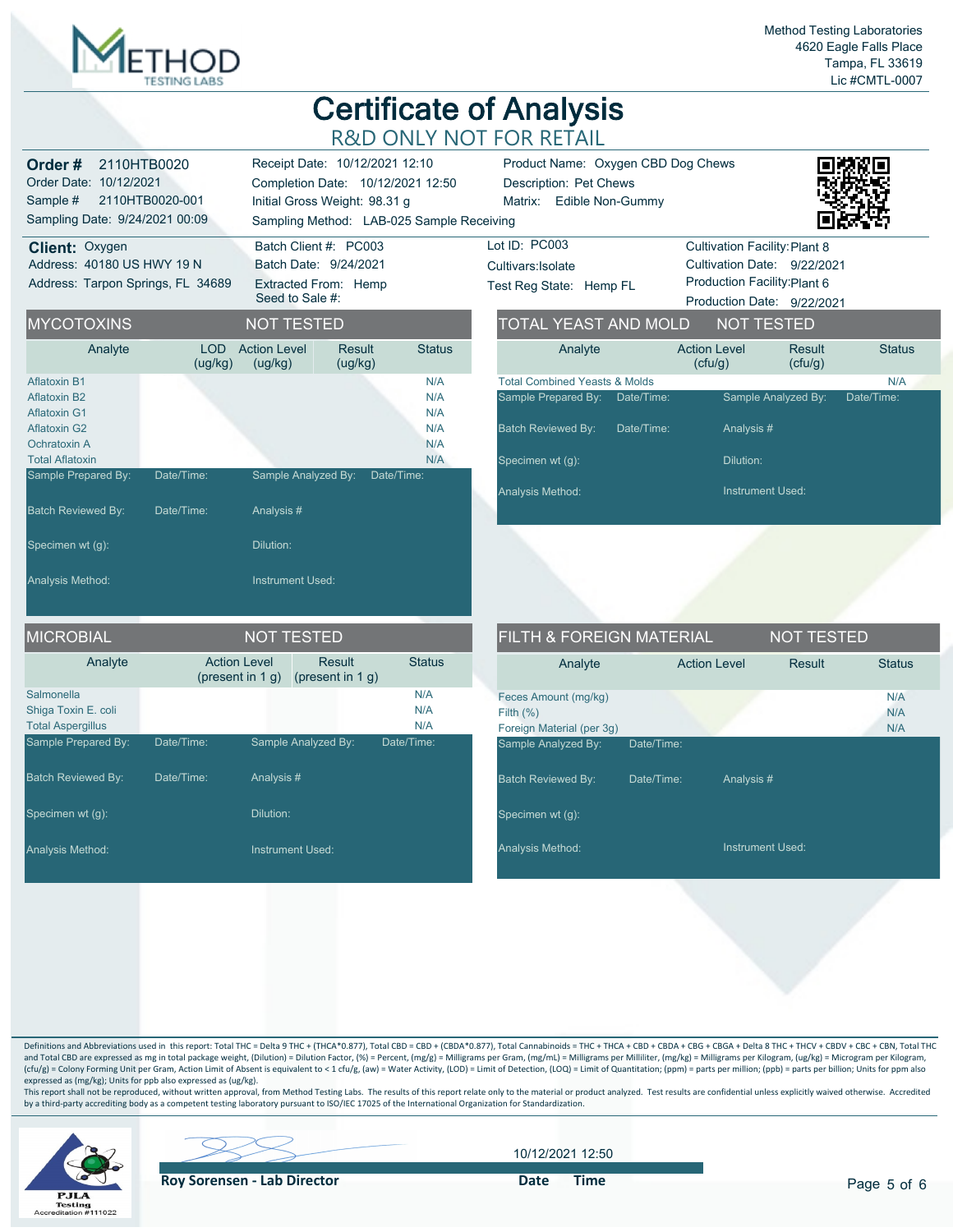Method Testing Laboratories
4620 Eagle Falls Place
Tampa, FL 33619
Lic #CMTL-0007

# Certificate of Analysis

## R&D ONLY NOT FOR RETAIL

**Order #** 2110HTB0020
Order Date: 10/12/2021
Sample # 2110HTB0020-001
Sampling Date: 9/24/2021 00:09

Receipt Date: 10/12/2021 12:10
Completion Date: 10/12/2021 12:50
Initial Gross Weight: 98.31 g
Sampling Method: LAB-025 Sample Receiving

Product Name: Oxygen CBD Dog Chews
Description: Pet Chews
Matrix: Edible Non-Gummy

**Client:** Oxygen
Address: 40180 US HWY 19 N
Address: Tarpon Springs, FL 34689

Batch Client #: PC003
Batch Date: 9/24/2021
Extracted From: Hemp
Seed to Sale #:

Lot ID: PC003
Cultivars:Isolate
Test Reg State: Hemp FL

Cultivation Facility: Plant 8
Cultivation Date: 9/22/2021
Production Facility: Plant 6
Production Date: 9/22/2021

## MYCOTOXINS — NOT TESTED

| Analyte | LOD (ug/kg) | Action Level (ug/kg) | Result (ug/kg) | Status |
|---|---|---|---|---|
| Aflatoxin B1 | | | | N/A |
| Aflatoxin B2 | | | | N/A |
| Aflatoxin G1 | | | | N/A |
| Aflatoxin G2 | | | | N/A |
| Ochratoxin A | | | | N/A |
| Total Aflatoxin | | | | N/A |

Sample Prepared By: Date/Time: Sample Analyzed By: Date/Time:
Batch Reviewed By: Date/Time: Analysis #
Specimen wt (g): Dilution:
Analysis Method: Instrument Used:

## TOTAL YEAST AND MOLD — NOT TESTED

| Analyte | Action Level (cfu/g) | Result (cfu/g) | Status |
|---|---|---|---|
| Total Combined Yeasts & Molds | | | N/A |

Sample Prepared By: Date/Time: Sample Analyzed By: Date/Time:
Batch Reviewed By: Date/Time: Analysis #
Specimen wt (g): Dilution:
Analysis Method: Instrument Used:

## MICROBIAL — NOT TESTED

| Analyte | Action Level (present in 1 g) | Result (present in 1 g) | Status |
|---|---|---|---|
| Salmonella | | | N/A |
| Shiga Toxin E. coli | | | N/A |
| Total Aspergillus | | | N/A |

Sample Prepared By: Date/Time: Sample Analyzed By: Date/Time:
Batch Reviewed By: Date/Time: Analysis #
Specimen wt (g): Dilution:
Analysis Method: Instrument Used:

## FILTH & FOREIGN MATERIAL — NOT TESTED

| Analyte | Action Level | Result | Status |
|---|---|---|---|
| Feces Amount (mg/kg) | | | N/A |
| Filth (%) | | | N/A |
| Foreign Material (per 3g) | | | N/A |

Sample Analyzed By: Date/Time:
Batch Reviewed By: Date/Time: Analysis #
Specimen wt (g):
Analysis Method: Instrument Used:

Definitions and Abbreviations used in this report: Total THC = Delta 9 THC + (THCA*0.877), Total CBD = CBD + (CBDA*0.877), Total Cannabinoids = THC + THCA + CBD + CBDA + CBG + CBGA + Delta 8 THC + THCV + CBDV + CBC + CBN, Total THC and Total CBD are expressed as mg in total package weight, (Dilution) = Dilution Factor, (%) = Percent, (mg/g) = Milligrams per Gram, (mg/mL) = Milligrams per Milliliter, (mg/kg) = Milligrams per Kilogram, (ug/kg) = Microgram per Kilogram, (cfu/g) = Colony Forming Unit per Gram, Action Limit of Absent is equivalent to < 1 cfu/g, (aw) = Water Activity, (LOD) = Limit of Detection, (LOQ) = Limit of Quantitation; (ppm) = parts per million; (ppb) = parts per billion; Units for ppm also expressed as (mg/kg); Units for ppb also expressed as (ug/kg).
This report shall not be reproduced, without written approval, from Method Testing Labs. The results of this report relate only to the material or product analyzed. Test results are confidential unless explicitly waived otherwise. Accredited by a third-party accrediting body as a competent testing laboratory pursuant to ISO/IEC 17025 of the International Organization for Standardization.

PJLA Testing Accreditation #111022

**Roy Sorensen - Lab Director**

10/12/2021 12:50
**Date Time**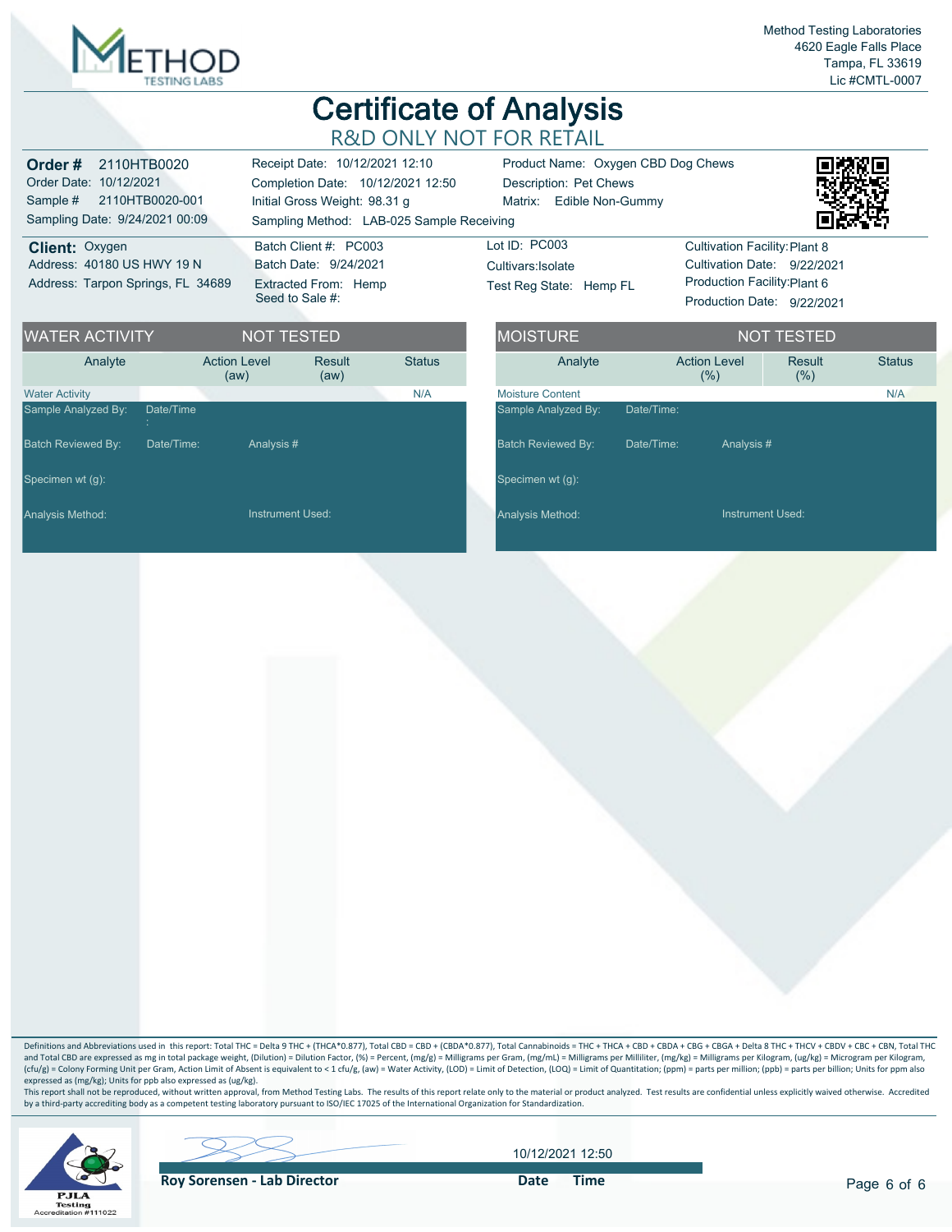Method Testing Laboratories
4620 Eagle Falls Place
Tampa, FL 33619
Lic #CMTL-0007

# Certificate of Analysis

## R&D ONLY NOT FOR RETAIL

**Order #** 2110HTB0020
Order Date: 10/12/2021
Sample # 2110HTB0020-001
Sampling Date: 9/24/2021 00:09

Receipt Date: 10/12/2021 12:10
Completion Date: 10/12/2021 12:50
Initial Gross Weight: 98.31 g
Sampling Method: LAB-025 Sample Receiving

Product Name: Oxygen CBD Dog Chews
Description: Pet Chews
Matrix: Edible Non-Gummy

**Client:** Oxygen
Address: 40180 US HWY 19 N
Address: Tarpon Springs, FL 34689

Batch Client #: PC003
Batch Date: 9/24/2021
Extracted From: Hemp
Seed to Sale #:

Lot ID: PC003
Cultivars:Isolate
Test Reg State: Hemp FL

Cultivation Facility:Plant 8
Cultivation Date: 9/22/2021
Production Facility:Plant 6
Production Date: 9/22/2021

### WATER ACTIVITY — NOT TESTED

| Analyte | Action Level (aw) | Result (aw) | Status |
|---|---|---|---|
| Water Activity | | | N/A |

Sample Analyzed By: Date/Time:

Batch Reviewed By: Date/Time: Analysis #

Specimen wt (g):

Analysis Method: Instrument Used:

### MOISTURE — NOT TESTED

| Analyte | Action Level (%) | Result (%) | Status |
|---|---|---|---|
| Moisture Content | | | N/A |

Sample Analyzed By: Date/Time:

Batch Reviewed By: Date/Time: Analysis #

Specimen wt (g):

Analysis Method: Instrument Used:

Definitions and Abbreviations used in this report: Total THC = Delta 9 THC + (THCA*0.877), Total CBD = CBD + (CBDA*0.877), Total Cannabinoids = THC + THCA + CBD + CBDA + CBG + CBGA + Delta 8 THC + THCV + CBDV + CBC + CBN, Total THC and Total CBD are expressed as mg in total package weight, (Dilution) = Dilution Factor, (%) = Percent, (mg/g) = Milligrams per Gram, (mg/mL) = Milligrams per Milliliter, (mg/kg) = Milligrams per Kilogram, (ug/kg) = Microgram per Kilogram, (cfu/g) = Colony Forming Unit per Gram, Action Limit of Absent is equivalent to < 1 cfu/g, (aw) = Water Activity, (LOD) = Limit of Detection, (LOQ) = Limit of Quantitation; (ppm) = parts per million; (ppb) = parts per billion; Units for ppm also expressed as (mg/kg); Units for ppb also expressed as (ug/kg).
This report shall not be reproduced, without written approval, from Method Testing Labs. The results of this report relate only to the material or product analyzed. Test results are confidential unless explicitly waived otherwise. Accredited by a third-party accrediting body as a competent testing laboratory pursuant to ISO/IEC 17025 of the International Organization for Standardization.

PJLA Testing Accreditation #111022

**Roy Sorensen - Lab Director** 

**Date Time** 10/12/2021 12:50